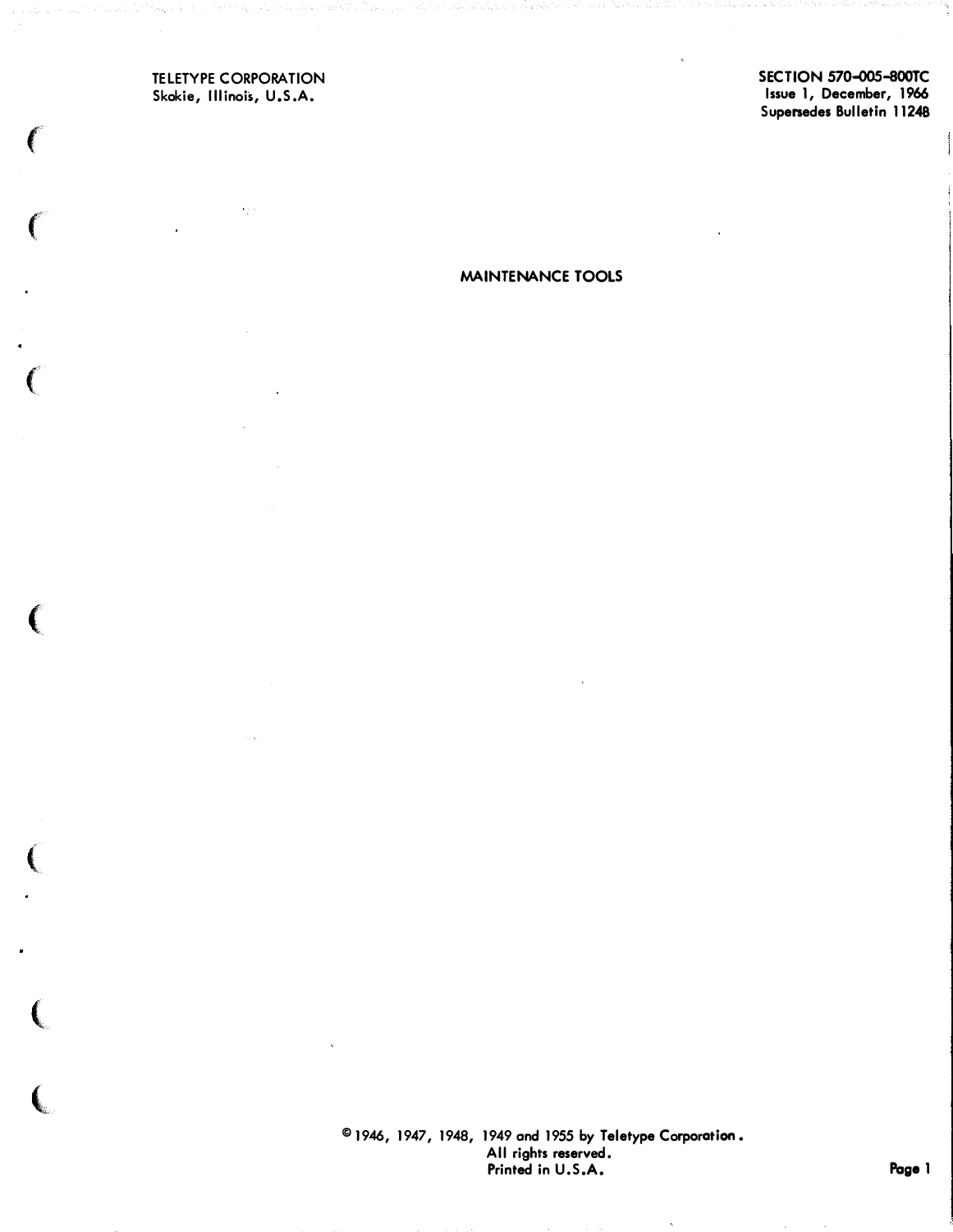TELETYPE CORPORATION
Skokie, Illinois, U.S.A.

SECTION 570-005-800TC
Issue 1, December, 1966
Supersedes Bulletin 1124B

# MAINTENANCE TOOLS

© 1946, 1947, 1948, 1949 and 1955 by Teletype Corporation.
All rights reserved.
Printed in U.S.A.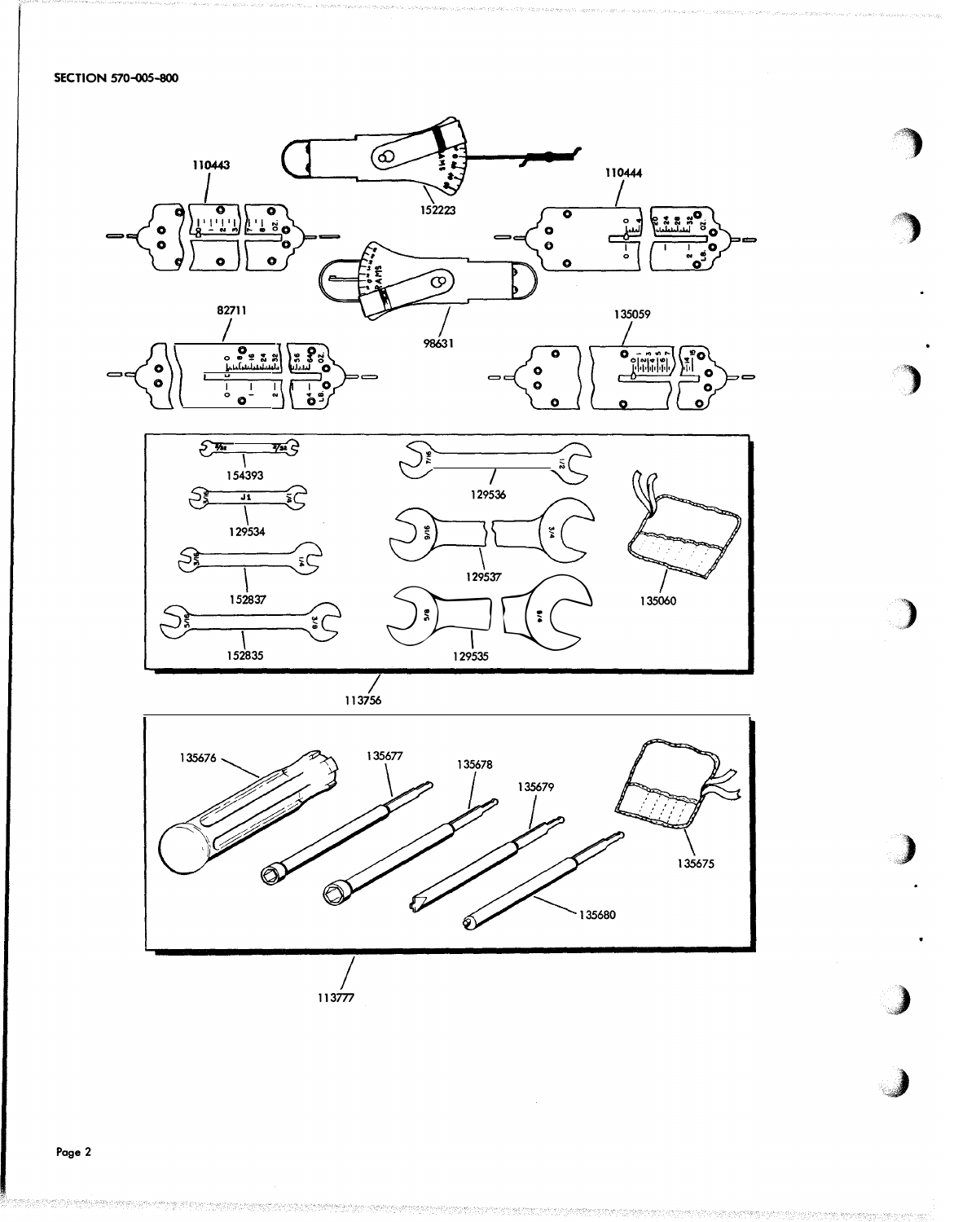110443

152223

110444

82711

98631

135059

154393

129534

152837

152835

129536

129537

129535

135060

113756

135676

135677

135678

135679

135680

135675

113777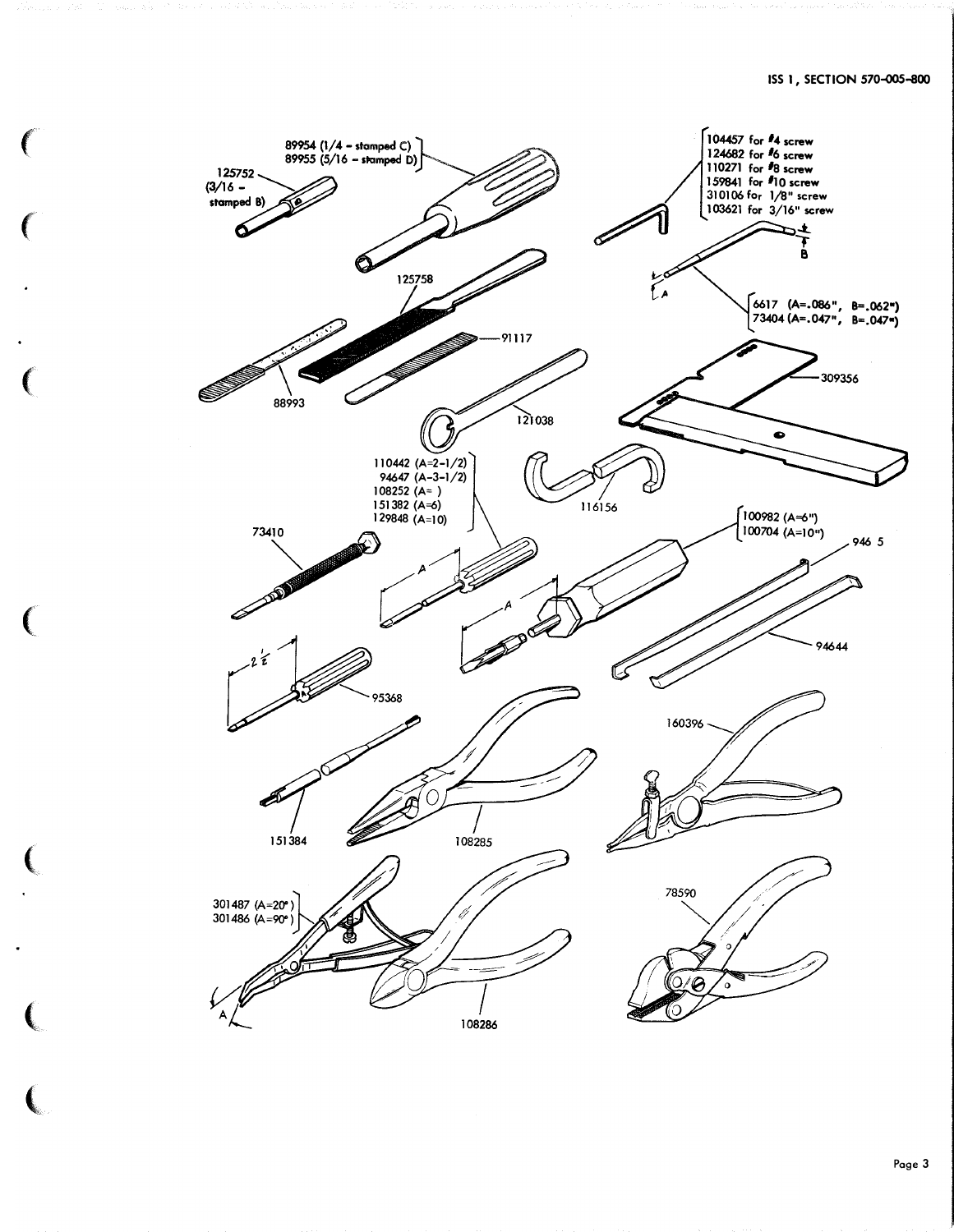89954 (1/4 - stamped C)
89955 (5/16 - stamped D)

125752 (3/16 - stamped B)

104457 for #4 screw
124682 for #6 screw
110271 for #8 screw
159841 for #10 screw
310106 for 1/8" screw
103621 for 3/16" screw

B

A

6617 (A=.086", B=.062")
73404 (A=.047", B=.047")

125758

91117

88993

309356

121038

110442 (A=2-1/2)
94647 (A-3-1/2)
108252 (A= )
151382 (A=6)
129848 (A=10)

116156

73410

A

100982 (A=6")
100704 (A=10")

946 5

A

94644

2 1/2

95368

160396

151384

108285

301487 (A=20°)
301486 (A=90°)

78590

A

108286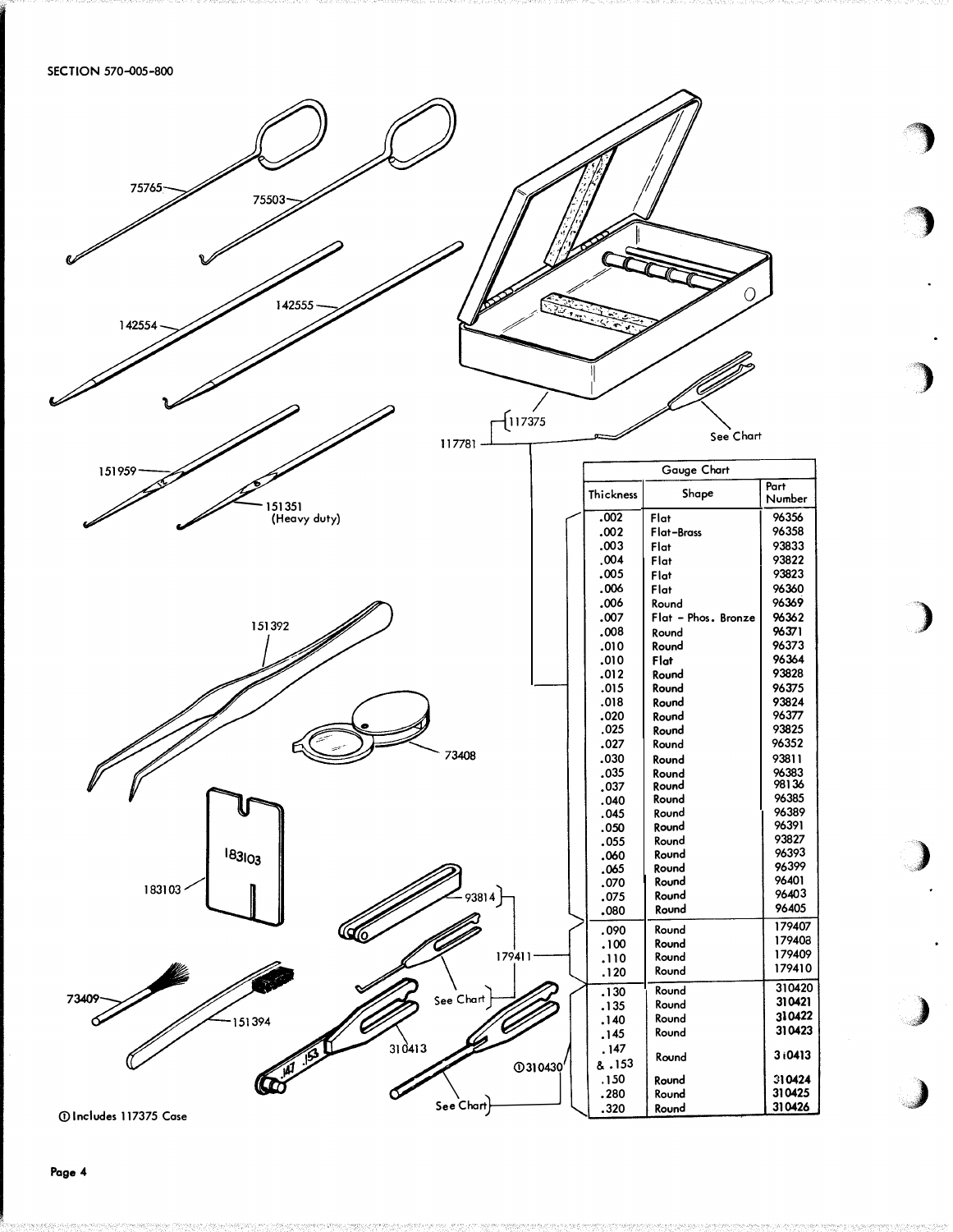SECTION 570-005-800

75765

75503

142554

142555

151959

151351 (Heavy duty)

117375

117781

See Chart

151392

73408

183103

93814

179411

See Chart

73409

151394

310413

①310430

See Chart

① Includes 117375 Case

| Gauge Chart | | |
|---|---|---|
| Thickness | Shape | Part Number |
| .002 | Flat | 96356 |
| .002 | Flat-Brass | 96358 |
| .003 | Flat | 93833 |
| .004 | Flat | 93822 |
| .005 | Flat | 93823 |
| .006 | Flat | 96360 |
| .006 | Round | 96369 |
| .007 | Flat - Phos. Bronze | 96362 |
| .008 | Round | 96371 |
| .010 | Round | 96373 |
| .010 | Flat | 96364 |
| .012 | Round | 93828 |
| .015 | Round | 96375 |
| .018 | Round | 93824 |
| .020 | Round | 96377 |
| .025 | Round | 93825 |
| .027 | Round | 96352 |
| .030 | Round | 93811 |
| .035 | Round | 96383 |
| .037 | Round | 98136 |
| .040 | Round | 96385 |
| .045 | Round | 96389 |
| .050 | Round | 96391 |
| .055 | Round | 93827 |
| .060 | Round | 96393 |
| .065 | Round | 96399 |
| .070 | Round | 96401 |
| .075 | Round | 96403 |
| .080 | Round | 96405 |
| .090 | Round | 179407 |
| .100 | Round | 179408 |
| .110 | Round | 179409 |
| .120 | Round | 179410 |
| .130 | Round | 310420 |
| .135 | Round | 310421 |
| .140 | Round | 310422 |
| .145 | Round | 310423 |
| .147 & .153 | Round | 310413 |
| .150 | Round | 310424 |
| .280 | Round | 310425 |
| .320 | Round | 310426 |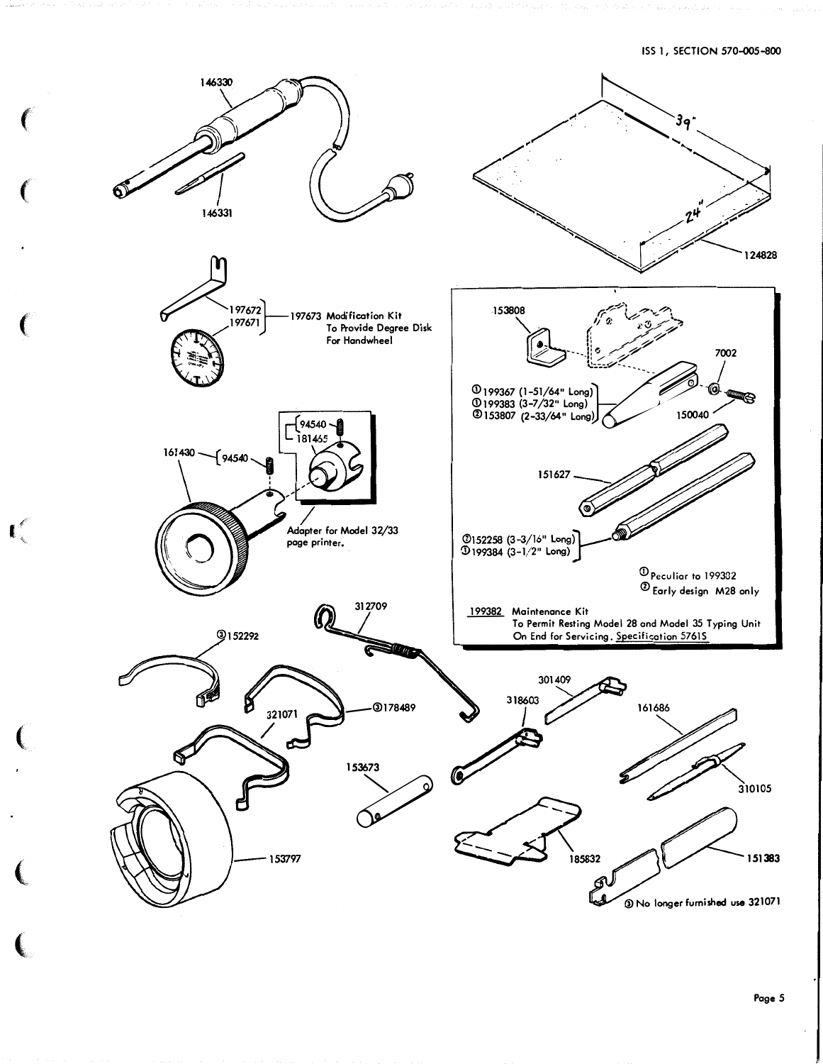146330

146331

124828

39"

24"

197672
197671

197673 Modification Kit
To Provide Degree Disk
For Handwheel

161430 — 94540

94540
181465

Adapter for Model 32/33 page printer.

153808

7002

①199367 (1-51/64" Long)
①199383 (3-7/32" Long)
②153807 (2-33/64" Long)

150040

151627

②152258 (3-3/16" Long)
①199384 (3-1/2" Long)

① Peculiar to 199382
② Early design M28 only

199382 Maintenance Kit
To Permit Resting Model 28 and Model 35 Typing Unit On End for Servicing. Specification 5761S

312709

③152292

③178489

321071

301409

318603

161686

153673

310105

153797

185832

151383

③ No longer furnished use 321071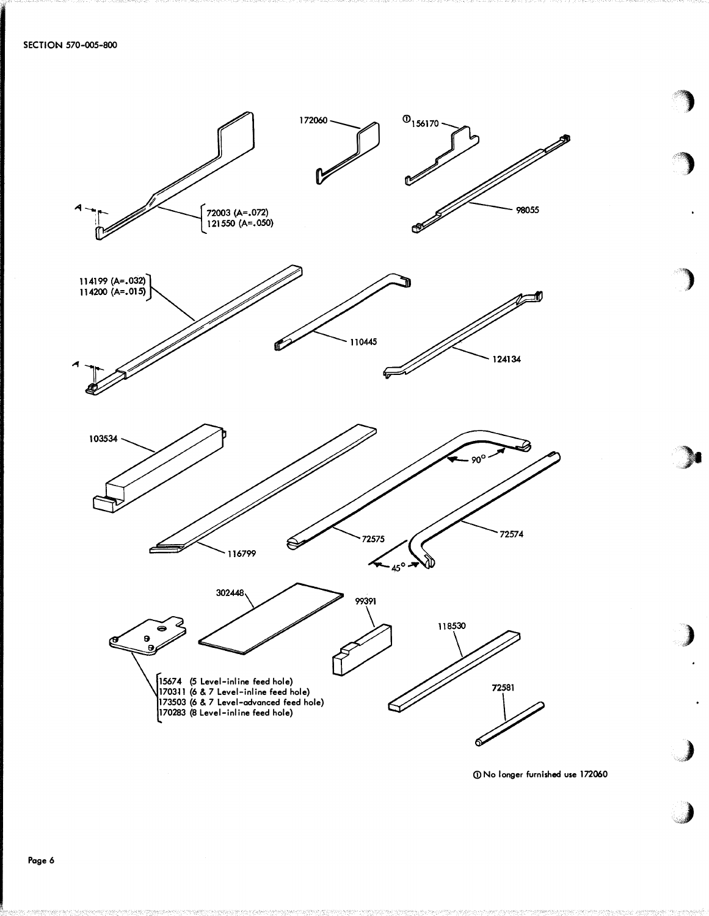72003 (A=.072)
121550 (A=.050)

172060

① 156170

98055

114199 (A=.032)
114200 (A=.015)

110445

124134

103534

116799

72575

72574

90°

45°

302448

99391

118530

72581

15674 (5 Level-inline feed hole)
170311 (6 & 7 Level-inline feed hole)
173503 (6 & 7 Level-advanced feed hole)
170283 (8 Level-inline feed hole)

① No longer furnished use 172060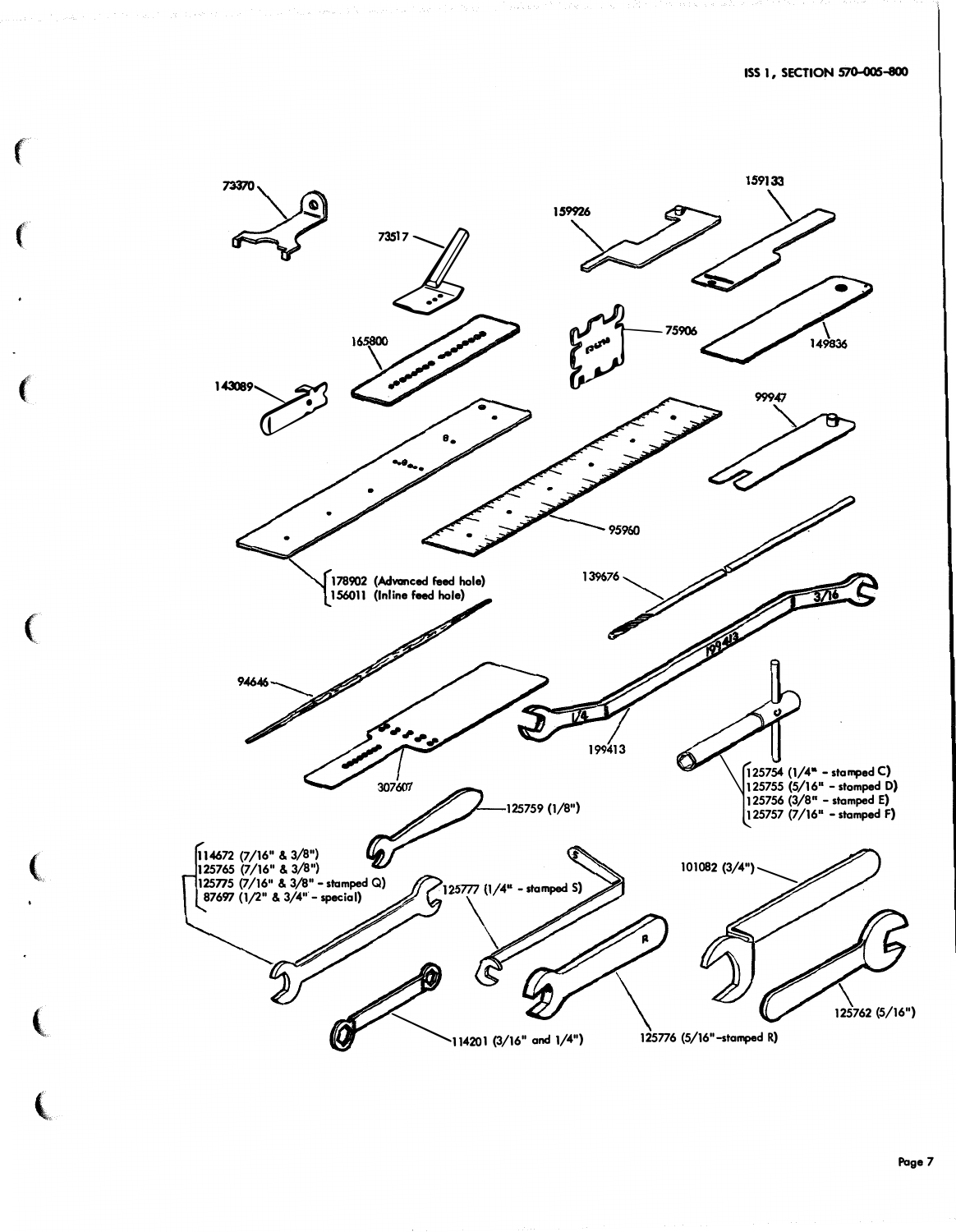73370

73517

159926

159133

165800

75906

149836

143089

99947

95960

178902 (Advanced feed hole)
156011 (Inline feed hole)

139676

94646

199413

307607

125754 (1/4" - stamped C)
125755 (5/16" - stamped D)
125756 (3/8" - stamped E)
125757 (7/16" - stamped F)

125759 (1/8")

114672 (7/16" & 3/8")
125765 (7/16" & 3/8")
125775 (7/16" & 3/8" - stamped Q)
87697 (1/2" & 3/4" - special)

125777 (1/4" - stamped S)

101082 (3/4")

125762 (5/16")

114201 (3/16" and 1/4")

125776 (5/16"-stamped R)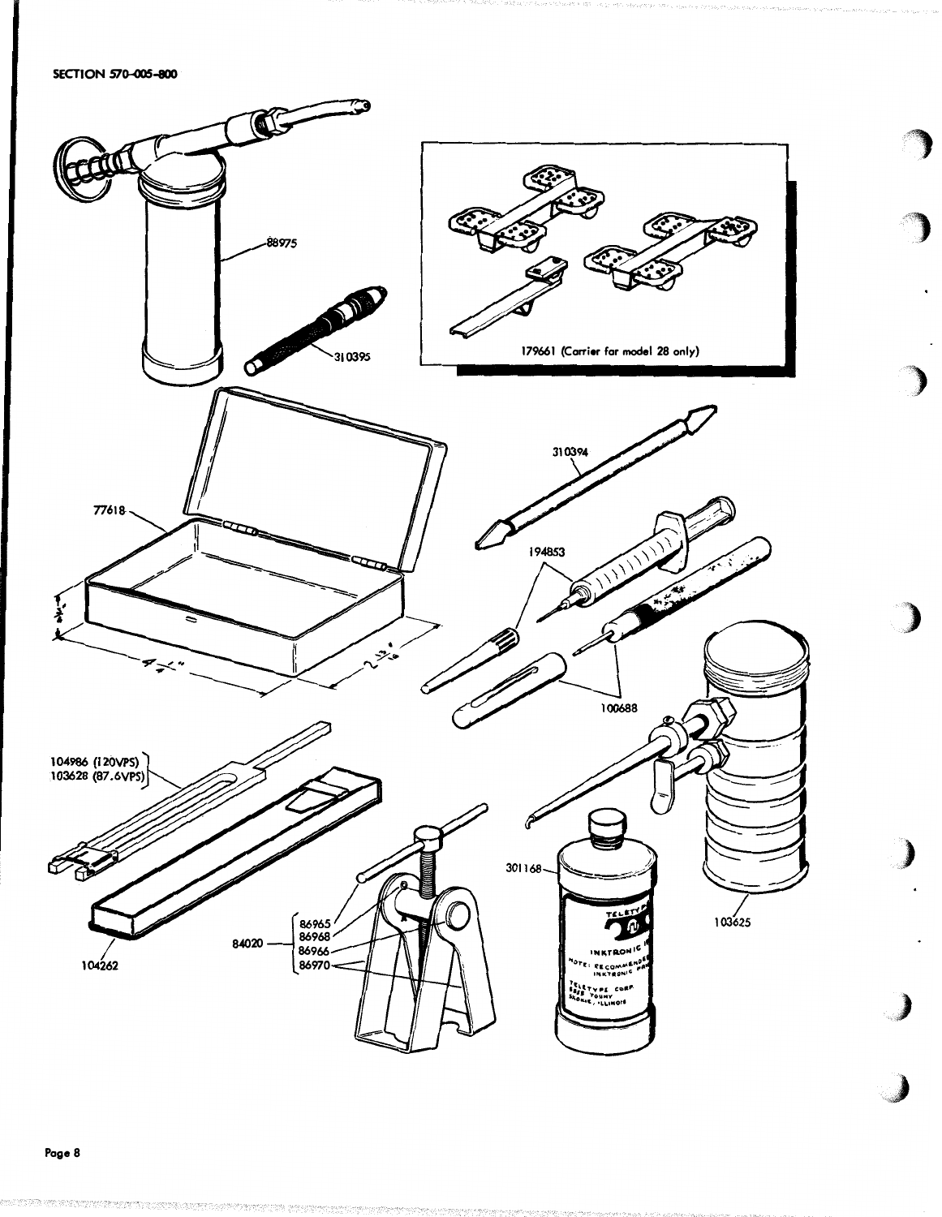88975

310395

179661 (Carrier for model 28 only)

77618

310394

194853

100688

104986 (120VPS)
103628 (87.6VPS)

104262

84020
- 86965
- 86968
- 86966
- 86970

301168

103625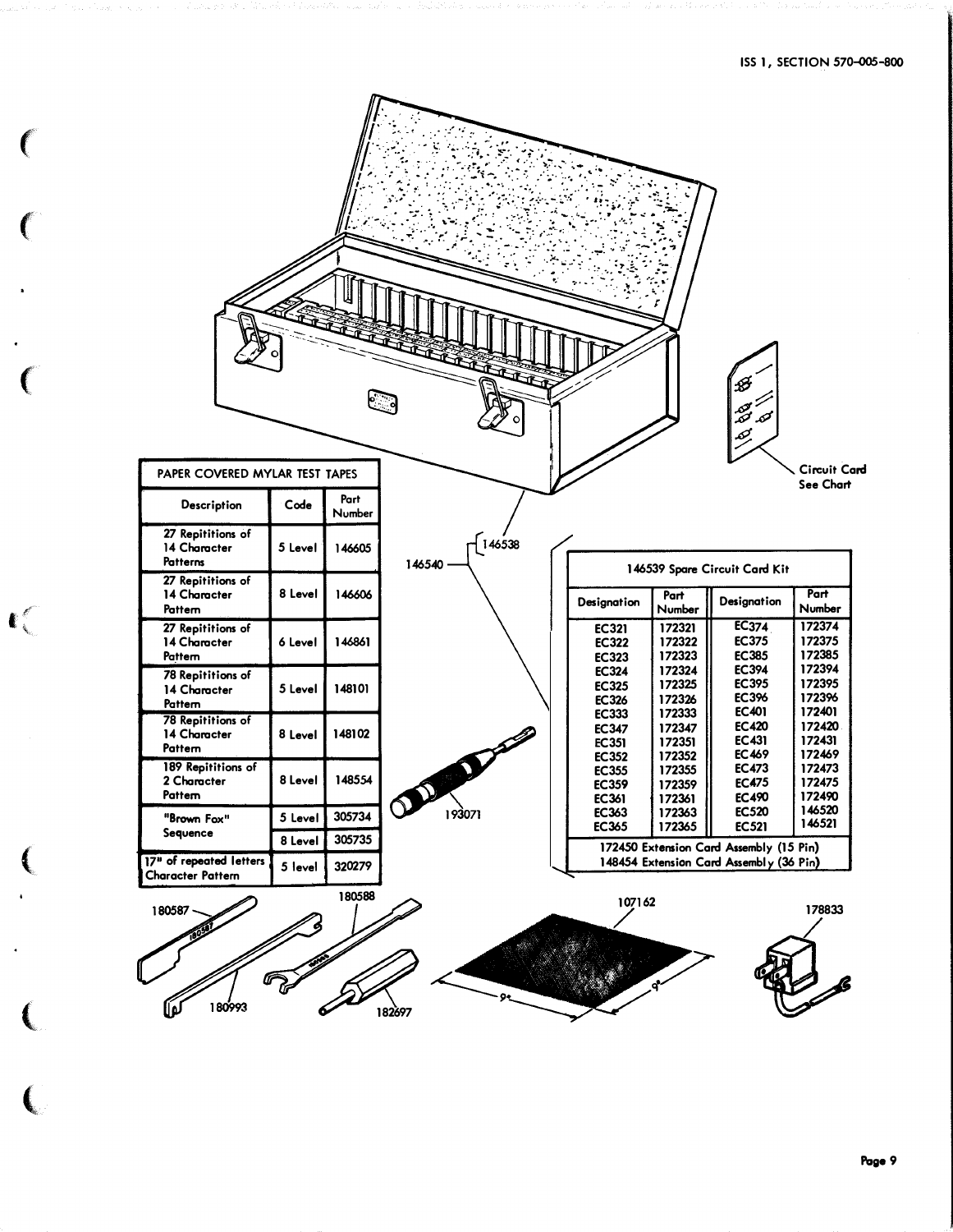| PAPER COVERED MYLAR TEST TAPES | | |
|---|---|---|
| Description | Code | Part Number |
| 27 Repititions of 14 Character Patterns | 5 Level | 146605 |
| 27 Repititions of 14 Character Pattern | 8 Level | 146606 |
| 27 Repititions of 14 Character Pattern | 6 Level | 146861 |
| 78 Repititions of 14 Character Pattern | 5 Level | 148101 |
| 78 Repititions of 14 Character Pattern | 8 Level | 148102 |
| 189 Repititions of 2 Character Pattern | 8 Level | 148554 |
| "Brown Fox" Sequence | 5 Level | 305734 |
| | 8 Level | 305735 |
| 17" of repeated letters Character Pattern | 5 level | 320279 |

Circuit Card See Chart

146538

146540

| 146539 Spare Circuit Card Kit | | | |
|---|---|---|---|
| Designation | Part Number | Designation | Part Number |
| EC321 | 172321 | EC374 | 172374 |
| EC322 | 172322 | EC375 | 172375 |
| EC323 | 172323 | EC385 | 172385 |
| EC324 | 172324 | EC394 | 172394 |
| EC325 | 172325 | EC395 | 172395 |
| EC326 | 172326 | EC396 | 172396 |
| EC333 | 172333 | EC401 | 172401 |
| EC347 | 172347 | EC420 | 172420 |
| EC351 | 172351 | EC431 | 172431 |
| EC352 | 172352 | EC469 | 172469 |
| EC355 | 172355 | EC473 | 172473 |
| EC359 | 172359 | EC475 | 172475 |
| EC361 | 172361 | EC490 | 172490 |
| EC363 | 172363 | EC520 | 146520 |
| EC365 | 172365 | EC521 | 146521 |
| 172450 Extension Card Assembly (15 Pin) | | | |
| 148454 Extension Card Assembly (36 Pin) | | | |

193071

180587

180993

180588

182697

107162

9"

9"

178833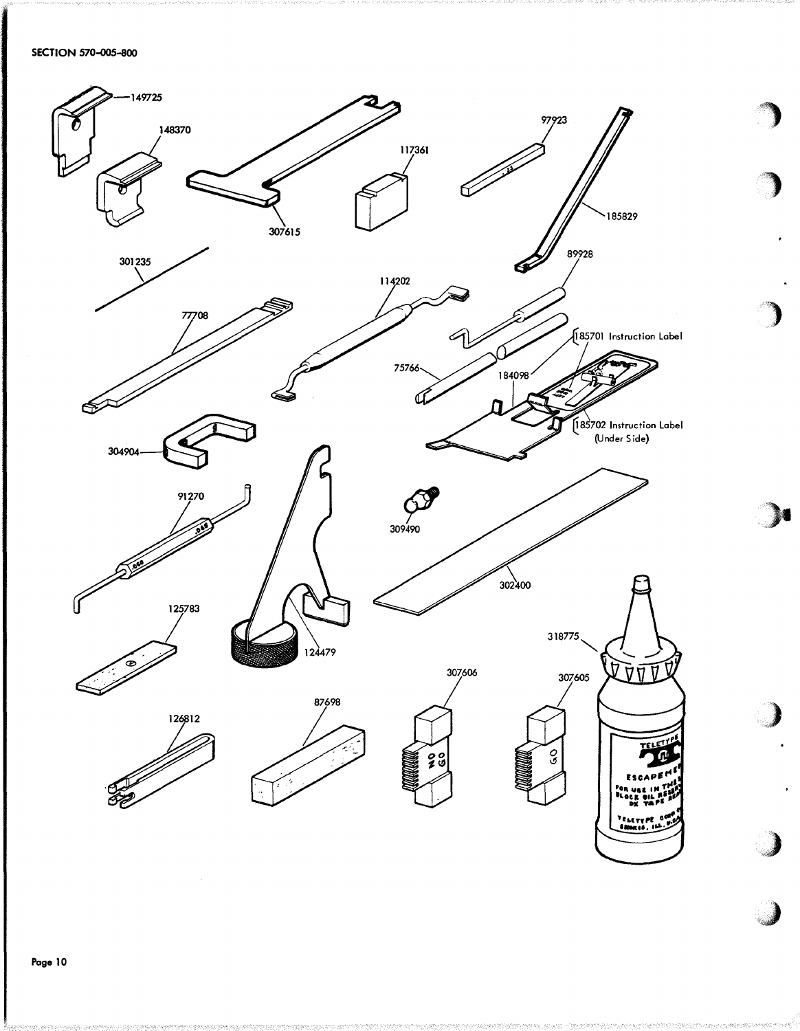149725

148370

307615

117361

97923

185829

301235

114202

89928

77708

185701 Instruction Label

75766

184098

185702 Instruction Label (Under Side)

304904

91270

309490

302400

125783

124479

318775

307606

307605

126812

87698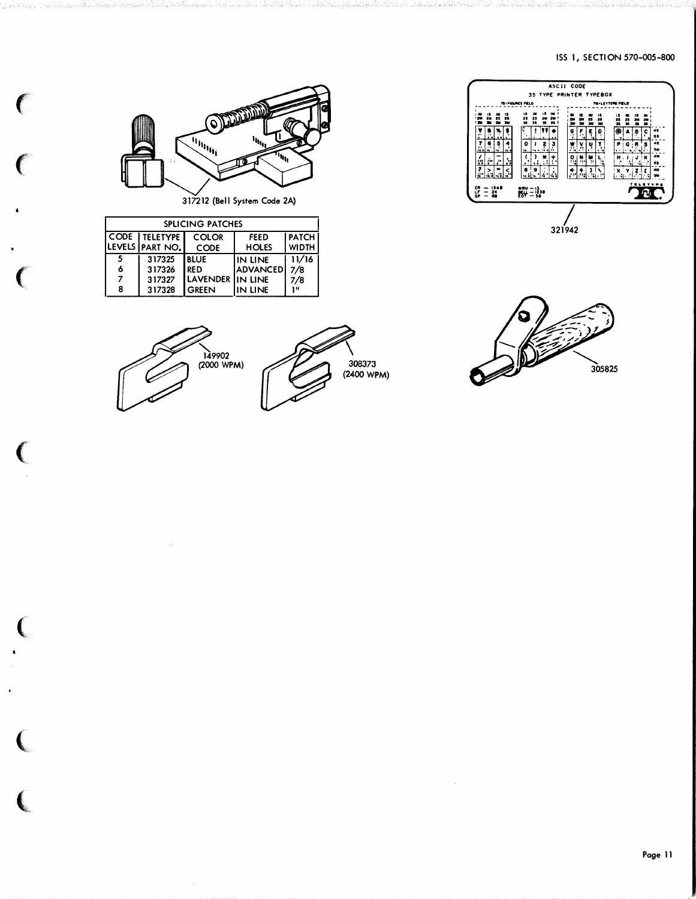317212 (Bell System Code 2A)

| SPLICING PATCHES | | | | |
|---|---|---|---|---|
| CODE LEVELS | TELETYPE PART NO. | COLOR CODE | FEED HOLES | PATCH WIDTH |
| 5 | 317325 | BLUE | IN LINE | 11/16 |
| 6 | 317326 | RED | ADVANCED | 7/8 |
| 7 | 317327 | LAVENDER | IN LINE | 7/8 |
| 8 | 317328 | GREEN | IN LINE | 1" |

149902 (2000 WPM)

308373 (2400 WPM)

321942

305825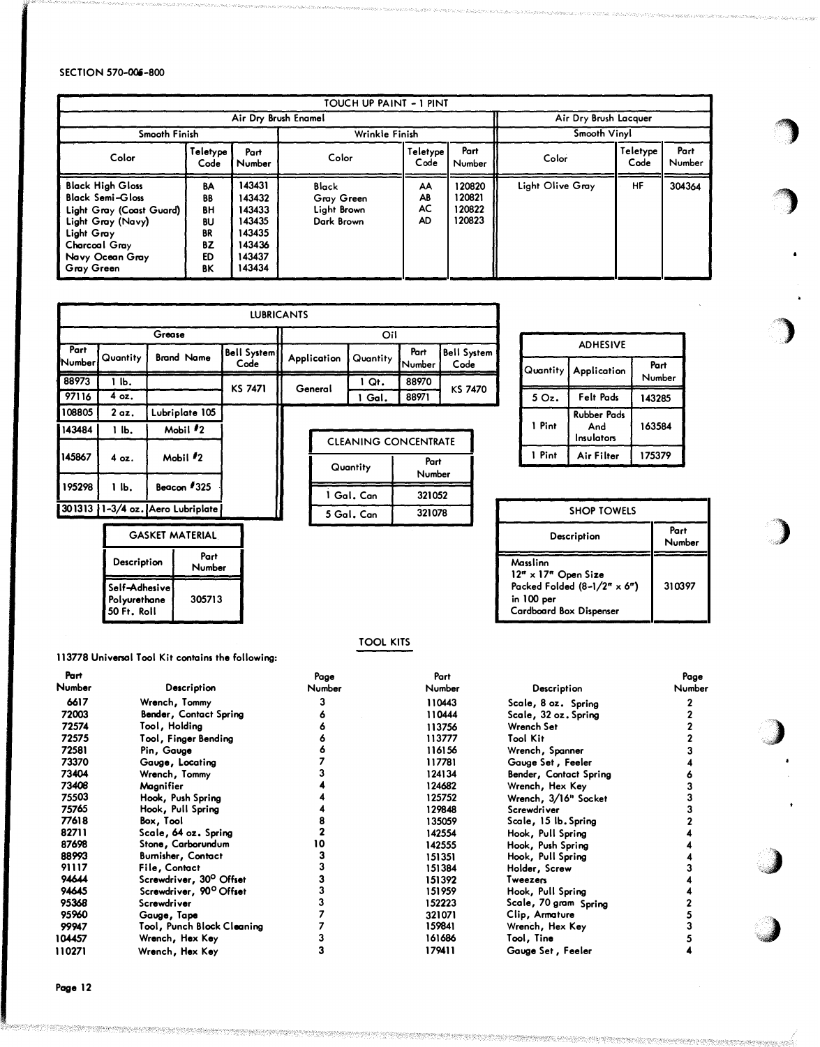SECTION 570-006-800

## TOUCH UP PAINT - 1 PINT

| Air Dry Brush Enamel | | | | | | Air Dry Brush Lacquer | | |
|---|---|---|---|---|---|---|---|---|
| Smooth Finish | | | Wrinkle Finish | | | Smooth Vinyl | | |
| Color | Teletype Code | Part Number | Color | Teletype Code | Part Number | Color | Teletype Code | Part Number |
| Black High Gloss | BA | 143431 | Black | AA | 120820 | Light Olive Gray | HF | 304364 |
| Black Semi-Gloss | BB | 143432 | Gray Green | AB | 120821 | | | |
| Light Gray (Coast Guard) | BH | 143433 | Light Brown | AC | 120822 | | | |
| Light Gray (Navy) | BU | 143435 | Dark Brown | AD | 120823 | | | |
| Light Gray | BR | 143435 | | | | | | |
| Charcoal Gray | BZ | 143436 | | | | | | |
| Navy Ocean Gray | ED | 143437 | | | | | | |
| Gray Green | BK | 143434 | | | | | | |

## LUBRICANTS

| Grease | | | | Oil | | | |
|---|---|---|---|---|---|---|---|
| Part Number | Quantity | Brand Name | Bell System Code | Application | Quantity | Part Number | Bell System Code |
| 88973 | 1 lb. | | KS 7471 | General | 1 Qt. | 88970 | KS 7470 |
| 97116 | 4 oz. | | | | 1 Gal. | 88971 | |
| 108805 | 2 oz. | Lubriplate 105 | | | | | |
| 143484 | 1 lb. | Mobil #2 | | | | | |
| 145867 | 4 oz. | Mobil #2 | | | | | |
| 195298 | 1 lb. | Beacon #325 | | | | | |
| 301313 | 1-3/4 oz. | Aero Lubriplate | | | | | |

## ADHESIVE

| Quantity | Application | Part Number |
|---|---|---|
| 5 Oz. | Felt Pads | 143285 |
| 1 Pint | Rubber Pads And Insulators | 163584 |
| 1 Pint | Air Filter | 175379 |

## CLEANING CONCENTRATE

| Quantity | Part Number |
|---|---|
| 1 Gal. Can | 321052 |
| 5 Gal. Can | 321078 |

## GASKET MATERIAL

| Description | Part Number |
|---|---|
| Self-Adhesive Polyurethane 50 Ft. Roll | 305713 |

## SHOP TOWELS

| Description | Part Number |
|---|---|
| Masslinn 12" x 17" Open Size Packed Folded (8-1/2" x 6") in 100 per Cardboard Box Dispenser | 310397 |

## TOOL KITS

113778 Universal Tool Kit contains the following:

| Part Number | Description | Page Number | Part Number | Description | Page Number |
|---|---|---|---|---|---|
| 6617 | Wrench, Tommy | 3 | 110443 | Scale, 8 oz. Spring | 2 |
| 72003 | Bender, Contact Spring | 6 | 110444 | Scale, 32 oz. Spring | 2 |
| 72574 | Tool, Holding | 6 | 113756 | Wrench Set | 2 |
| 72575 | Tool, Finger Bending | 6 | 113777 | Tool Kit | 2 |
| 72581 | Pin, Gauge | 6 | 116156 | Wrench, Spanner | 3 |
| 73370 | Gauge, Locating | 7 | 117781 | Gauge Set, Feeler | 4 |
| 73404 | Wrench, Tommy | 3 | 124134 | Bender, Contact Spring | 6 |
| 73408 | Magnifier | 4 | 124682 | Wrench, Hex Key | 3 |
| 75503 | Hook, Push Spring | 4 | 125752 | Wrench, 3/16" Socket | 3 |
| 75765 | Hook, Pull Spring | 4 | 129848 | Screwdriver | 3 |
| 77618 | Box, Tool | 8 | 135059 | Scale, 15 lb. Spring | 2 |
| 82711 | Scale, 64 oz. Spring | 2 | 142554 | Hook, Pull Spring | 4 |
| 87698 | Stone, Carborundum | 10 | 142555 | Hook, Push Spring | 4 |
| 88993 | Burnisher, Contact | 3 | 151351 | Hook, Pull Spring | 4 |
| 91117 | File, Contact | 3 | 151384 | Holder, Screw | 3 |
| 94644 | Screwdriver, 30° Offset | 3 | 151392 | Tweezers | 4 |
| 94645 | Screwdriver, 90° Offset | 3 | 151959 | Hook, Pull Spring | 4 |
| 95368 | Screwdriver | 3 | 152223 | Scale, 70 gram Spring | 2 |
| 95960 | Gauge, Tape | 7 | 321071 | Clip, Armature | 5 |
| 99947 | Tool, Punch Block Cleaning | 7 | 159841 | Wrench, Hex Key | 3 |
| 104457 | Wrench, Hex Key | 3 | 161686 | Tool, Tine | 5 |
| 110271 | Wrench, Hex Key | 3 | 179411 | Gauge Set, Feeler | 4 |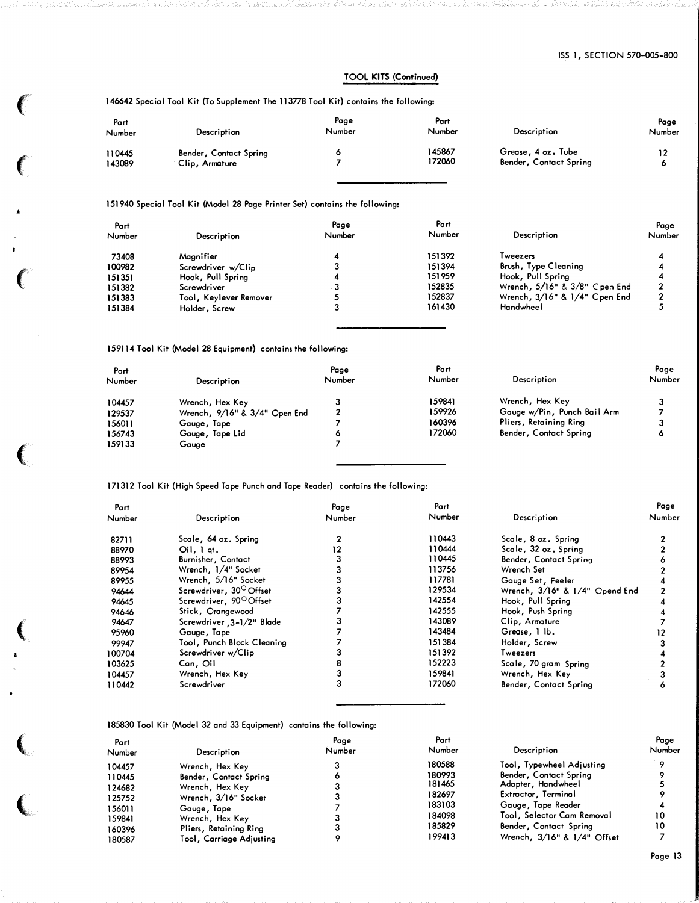## TOOL KITS (Continued)

146642 Special Tool Kit (To Supplement The 113778 Tool Kit) contains the following:

| Part Number | Description | Page Number | Part Number | Description | Page Number |
|---|---|---|---|---|---|
| 110445 | Bender, Contact Spring | 6 | 145867 | Grease, 4 oz. Tube | 12 |
| 143089 | Clip, Armature | 7 | 172060 | Bender, Contact Spring | 6 |

151940 Special Tool Kit (Model 28 Page Printer Set) contains the following:

| Part Number | Description | Page Number | Part Number | Description | Page Number |
|---|---|---|---|---|---|
| 73408 | Magnifier | 4 | 151392 | Tweezers | 4 |
| 100982 | Screwdriver w/Clip | 3 | 151394 | Brush, Type Cleaning | 4 |
| 151351 | Hook, Pull Spring | 4 | 151959 | Hook, Pull Spring | 4 |
| 151382 | Screwdriver | 3 | 152835 | Wrench, 5/16" & 3/8" Open End | 2 |
| 151383 | Tool, Keylever Remover | 5 | 152837 | Wrench, 3/16" & 1/4" Open End | 2 |
| 151384 | Holder, Screw | 3 | 161430 | Handwheel | 5 |

159114 Tool Kit (Model 28 Equipment) contains the following:

| Part Number | Description | Page Number | Part Number | Description | Page Number |
|---|---|---|---|---|---|
| 104457 | Wrench, Hex Key | 3 | 159841 | Wrench, Hex Key | 3 |
| 129537 | Wrench, 9/16" & 3/4" Open End | 2 | 159926 | Gauge w/Pin, Punch Bail Arm | 7 |
| 156011 | Gauge, Tape | 7 | 160396 | Pliers, Retaining Ring | 3 |
| 156743 | Gauge, Tape Lid | 6 | 172060 | Bender, Contact Spring | 6 |
| 159133 | Gauge | 7 | | | |

171312 Tool Kit (High Speed Tape Punch and Tape Reader) contains the following:

| Part Number | Description | Page Number | Part Number | Description | Page Number |
|---|---|---|---|---|---|
| 82711 | Scale, 64 oz. Spring | 2 | 110443 | Scale, 8 oz. Spring | 2 |
| 88970 | Oil, 1 qt. | 12 | 110444 | Scale, 32 oz. Spring | 2 |
| 88993 | Burnisher, Contact | 3 | 110445 | Bender, Contact Spring | 6 |
| 89954 | Wrench, 1/4" Socket | 3 | 113756 | Wrench Set | 2 |
| 89955 | Wrench, 5/16" Socket | 3 | 117781 | Gauge Set, Feeler | 4 |
| 94644 | Screwdriver, 30° Offset | 3 | 129534 | Wrench, 3/16" & 1/4" Open End | 2 |
| 94645 | Screwdriver, 90° Offset | 3 | 142554 | Hook, Pull Spring | 4 |
| 94646 | Stick, Orangewood | 7 | 142555 | Hook, Push Spring | 4 |
| 94647 | Screwdriver, 3-1/2" Blade | 3 | 143089 | Clip, Armature | 7 |
| 95960 | Gauge, Tape | 7 | 143484 | Grease, 1 lb. | 12 |
| 99947 | Tool, Punch Block Cleaning | 7 | 151384 | Holder, Screw | 3 |
| 100704 | Screwdriver w/Clip | 3 | 151392 | Tweezers | 4 |
| 103625 | Can, Oil | 8 | 152223 | Scale, 70 gram Spring | 2 |
| 104457 | Wrench, Hex Key | 3 | 159841 | Wrench, Hex Key | 3 |
| 110442 | Screwdriver | 3 | 172060 | Bender, Contact Spring | 6 |

185830 Tool Kit (Model 32 and 33 Equipment) contains the following:

| Part Number | Description | Page Number | Part Number | Description | Page Number |
|---|---|---|---|---|---|
| 104457 | Wrench, Hex Key | 3 | 180588 | Tool, Typewheel Adjusting | 9 |
| 110445 | Bender, Contact Spring | 6 | 180993 | Bender, Contact Spring | 9 |
| 124682 | Wrench, Hex Key | 3 | 181465 | Adapter, Handwheel | 5 |
| 125752 | Wrench, 3/16" Socket | 3 | 182697 | Extractor, Terminal | 9 |
| 156011 | Gauge, Tape | 7 | 183103 | Gauge, Tape Reader | 4 |
| 159841 | Wrench, Hex Key | 3 | 184098 | Tool, Selector Cam Removal | 10 |
| 160396 | Pliers, Retaining Ring | 3 | 185829 | Bender, Contact Spring | 10 |
| 180587 | Tool, Carriage Adjusting | 9 | 199413 | Wrench, 3/16" & 1/4" Offset | 7 |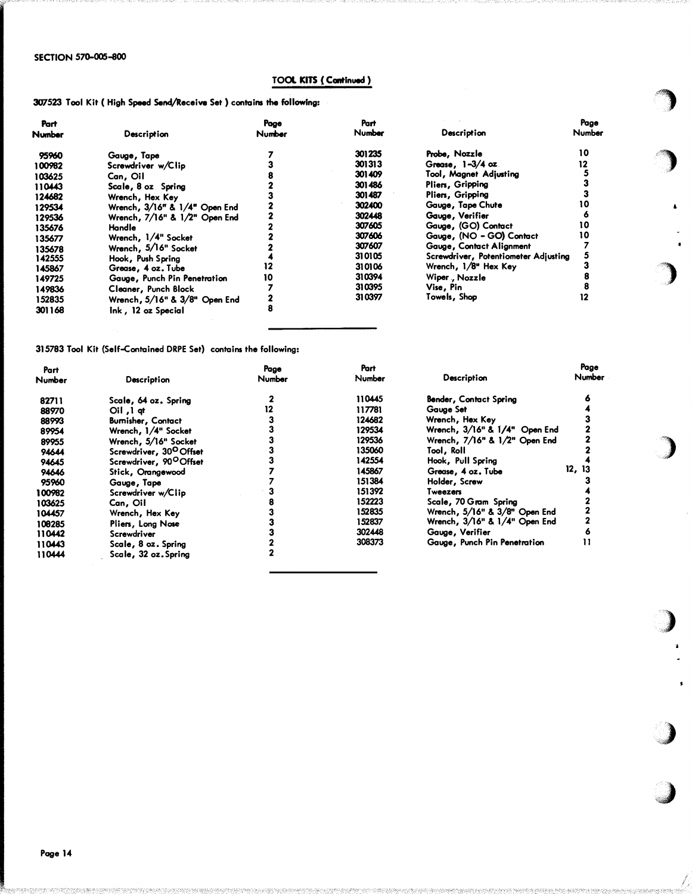SECTION 570-005-800

## TOOL KITS ( Continued )

307523 Tool Kit ( High Speed Send/Receive Set ) contains the following:

| Part Number | Description | Page Number | Part Number | Description | Page Number |
|---|---|---|---|---|---|
| 95960 | Gauge, Tape | 7 | 301235 | Probe, Nozzle | 10 |
| 100982 | Screwdriver w/Clip | 3 | 301313 | Grease, 1-3/4 oz | 12 |
| 103625 | Can, Oil | 8 | 301409 | Tool, Magnet Adjusting | 5 |
| 110443 | Scale, 8 oz Spring | 2 | 301486 | Pliers, Gripping | 3 |
| 124682 | Wrench, Hex Key | 3 | 301487 | Pliers, Gripping | 3 |
| 129534 | Wrench, 3/16" & 1/4" Open End | 2 | 302400 | Gauge, Tape Chute | 10 |
| 129536 | Wrench, 7/16" & 1/2" Open End | 2 | 302448 | Gauge, Verifier | 6 |
| 135676 | Handle | 2 | 307605 | Gauge, (GO) Contact | 10 |
| 135677 | Wrench, 1/4" Socket | 2 | 307606 | Gauge, (NO - GO) Contact | 10 |
| 135678 | Wrench, 5/16" Socket | 2 | 307607 | Gauge, Contact Alignment | 7 |
| 142555 | Hook, Push Spring | 4 | 310105 | Screwdriver, Potentiometer Adjusting | 5 |
| 145867 | Grease, 4 oz. Tube | 12 | 310106 | Wrench, 1/8" Hex Key | 3 |
| 149725 | Gauge, Punch Pin Penetration | 10 | 310394 | Wiper, Nozzle | 8 |
| 149836 | Cleaner, Punch Block | 7 | 310395 | Vise, Pin | 8 |
| 152835 | Wrench, 5/16" & 3/8" Open End | 2 | 310397 | Towels, Shop | 12 |
| 301168 | Ink, 12 oz Special | 8 | | | |

315783 Tool Kit (Self-Contained DRPE Set) contains the following:

| Part Number | Description | Page Number | Part Number | Description | Page Number |
|---|---|---|---|---|---|
| 82711 | Scale, 64 oz. Spring | 2 | 110445 | Bender, Contact Spring | 6 |
| 88970 | Oil, 1 qt | 12 | 117781 | Gauge Set | 4 |
| 88993 | Burnisher, Contact | 3 | 124682 | Wrench, Hex Key | 3 |
| 89954 | Wrench, 1/4" Socket | 3 | 129534 | Wrench, 3/16" & 1/4" Open End | 2 |
| 89955 | Wrench, 5/16" Socket | 3 | 129536 | Wrench, 7/16" & 1/2" Open End | 2 |
| 94644 | Screwdriver, 30° Offset | 3 | 135060 | Tool, Roll | 2 |
| 94645 | Screwdriver, 90° Offset | 3 | 142554 | Hook, Pull Spring | 4 |
| 94646 | Stick, Orangewood | 7 | 145867 | Grease, 4 oz. Tube | 12, 13 |
| 95960 | Gauge, Tape | 7 | 151384 | Holder, Screw | 3 |
| 100982 | Screwdriver w/Clip | 3 | 151392 | Tweezers | 4 |
| 103625 | Can, Oil | 8 | 152223 | Scale, 70 Gram Spring | 2 |
| 104457 | Wrench, Hex Key | 3 | 152835 | Wrench, 5/16" & 3/8" Open End | 2 |
| 108285 | Pliers, Long Nose | 3 | 152837 | Wrench, 3/16" & 1/4" Open End | 2 |
| 110442 | Screwdriver | 3 | 302448 | Gauge, Verifier | 6 |
| 110443 | Scale, 8 oz. Spring | 2 | 308373 | Gauge, Punch Pin Penetration | 11 |
| 110444 | Scale, 32 oz. Spring | 2 | | | |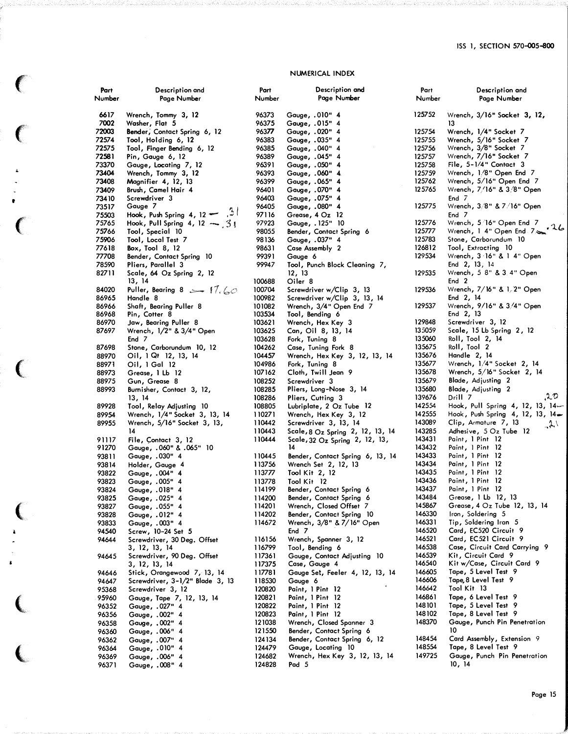## NUMERICAL INDEX

| Part Number | Description and Page Number |
|---|---|
| 6617 | Wrench, Tommy 3, 12 |
| 7002 | Washer, Flat 5 |
| 72003 | Bender, Contact Spring 6, 12 |
| 72574 | Tool, Holding 6, 12 |
| 72575 | Tool, Finger Bending 6, 12 |
| 72581 | Pin, Gauge 6, 12 |
| 73370 | Gauge, Locating 7, 12 |
| 73404 | Wrench, Tommy 3, 12 |
| 73408 | Magnifier 4, 12, 13 |
| 73409 | Brush, Camel Hair 4 |
| 73410 | Screwdriver 3 |
| 73517 | Gauge 7 |
| 75503 | Hook, Push Spring 4, 12 |
| 75765 | Hook, Pull Spring 4, 12 |
| 75766 | Tool, Special 10 |
| 75906 | Tool, Local Test 7 |
| 77618 | Box, Tool 8, 12 |
| 77708 | Bender, Contact Spring 10 |
| 78590 | Pliers, Parallel 3 |
| 82711 | Scale, 64 Oz Spring 2, 12, 13, 14 |
| 84020 | Puller, Bearing 8 |
| 86965 | Handle 8 |
| 86966 | Shaft, Bearing Puller 8 |
| 86968 | Pin, Cotter 8 |
| 86970 | Jaw, Bearing Puller 8 |
| 87697 | Wrench, 1/2" & 3/4" Open End 7 |
| 87698 | Stone, Carborundum 10, 12 |
| 88970 | Oil, 1 Qt 12, 13, 14 |
| 88971 | Oil, 1 Gal 12 |
| 88973 | Grease, 1 Lb 12 |
| 88975 | Gun, Grease 8 |
| 88993 | Burnisher, Contact 3, 12, 13, 14 |
| 89928 | Tool, Relay Adjusting 10 |
| 89954 | Wrench, 1/4" Socket 3, 13, 14 |
| 89955 | Wrench, 5/16" Socket 3, 13, 14 |
| 91117 | File, Contact 3, 12 |
| 91270 | Gauge, .060" & .065" 10 |
| 93811 | Gauge, .030" 4 |
| 93814 | Holder, Gauge 4 |
| 93822 | Gauge, .004" 4 |
| 93823 | Gauge, .005" 4 |
| 93824 | Gauge, .018" 4 |
| 93825 | Gauge, .025" 4 |
| 93827 | Gauge, .055" 4 |
| 93828 | Gauge, .012" 4 |
| 93833 | Gauge, .003" 4 |
| 94540 | Screw, 10-24 Set 5 |
| 94644 | Screwdriver, 30 Deg. Offset 3, 12, 13, 14 |
| 94645 | Screwdriver, 90 Deg. Offset 3, 12, 13, 14 |
| 94646 | Stick, Orangewood 7, 13, 14 |
| 94647 | Screwdriver, 3-1/2" Blade 3, 13 |
| 95368 | Screwdriver 3, 12 |
| 95960 | Gauge, Tape 7, 12, 13, 14 |
| 96352 | Gauge, .027" 4 |
| 96356 | Gauge, .002" 4 |
| 96358 | Gauge, .002" 4 |
| 96360 | Gauge, .006" 4 |
| 96362 | Gauge, .007" 4 |
| 96364 | Gauge, .010" 4 |
| 96369 | Gauge, .006" 4 |
| 96371 | Gauge, .008" 4 |
| 96373 | Gauge, .010" 4 |
| 96375 | Gauge, .015" 4 |
| 96377 | Gauge, .020" 4 |
| 96383 | Gauge, .035" 4 |
| 96385 | Gauge, .040" 4 |
| 96389 | Gauge, .045" 4 |
| 96391 | Gauge, .050" 4 |
| 96393 | Gauge, .060" 4 |
| 96399 | Gauge, .065" 4 |
| 96401 | Gauge, .070" 4 |
| 96403 | Gauge, .075" 4 |
| 96405 | Gauge, .080" 4 |
| 97116 | Grease, 4 Oz 12 |
| 97923 | Gauge, .125" 10 |
| 98055 | Bender, Contact Spring 6 |
| 98136 | Gauge, .037" 4 |
| 98631 | Case Assembly 2 |
| 99391 | Gauge 6 |
| 99947 | Tool, Punch Block Cleaning 7, 12, 13 |
| 100688 | Oiler 8 |
| 100704 | Screwdriver w/Clip 3, 13 |
| 100982 | Screwdriver w/Clip 3, 13, 14 |
| 101082 | Wrench, 3/4" Open End 7 |
| 103534 | Tool, Bending 6 |
| 103621 | Wrench, Hex Key 3 |
| 103625 | Can, Oil 8, 13, 14 |
| 103628 | Fork, Tuning 8 |
| 104262 | Case, Tuning Fork 8 |
| 104457 | Wrench, Hex Key 3, 12, 13, 14 |
| 104986 | Fork, Tuning 8 |
| 107162 | Cloth, Twill Jean 9 |
| 108252 | Screwdriver 3 |
| 108285 | Pliers, Long-Nose 3, 14 |
| 108286 | Pliers, Cutting 3 |
| 108805 | Lubriplate, 2 Oz Tube 12 |
| 110271 | Wrench, Hex Key 3, 12 |
| 110442 | Screwdriver 3, 13, 14 |
| 110443 | Scale, 8 Oz Spring 2, 12, 13, 14 |
| 110444 | Scale, 32 Oz Spring 2, 12, 13, 14 |
| 110445 | Bender, Contact Spring 6, 13, 14 |
| 113756 | Wrench Set 2, 12, 13 |
| 113777 | Tool Kit 2, 12 |
| 113778 | Tool Kit 12 |
| 114199 | Bender, Contact Spring 6 |
| 114200 | Bender, Contact Spring 6 |
| 114201 | Wrench, Closed Offset 7 |
| 114202 | Bender, Contact Spring 10 |
| 114672 | Wrench, 3/8" & 7/16" Open End 7 |
| 116156 | Wrench, Spanner 3, 12 |
| 116799 | Tool, Bending 6 |
| 117361 | Gauge, Contact Adjusting 10 |
| 117375 | Case, Gauge 4 |
| 117781 | Gauge Set, Feeler 4, 12, 13, 14 |
| 118530 | Gauge 6 |
| 120820 | Paint, 1 Pint 12 |
| 120821 | Paint, 1 Pint 12 |
| 120822 | Paint, 1 Pint 12 |
| 120823 | Paint, 1 Pint 12 |
| 121038 | Wrench, Closed Spanner 3 |
| 121550 | Bender, Contact Spring 6 |
| 124134 | Bender, Contact Spring 6, 12 |
| 124479 | Gauge, Locating 10 |
| 124682 | Wrench, Hex Key 3, 12, 13, 14 |
| 124828 | Pad 5 |
| 125752 | Wrench, 3/16" Socket 3, 12, 13 |
| 125754 | Wrench, 1/4" Socket 7 |
| 125755 | Wrench, 5/16" Socket 7 |
| 125756 | Wrench, 3/8" Socket 7 |
| 125757 | Wrench, 7/16" Socket 7 |
| 125758 | File, 5-1/4" Contact 3 |
| 125759 | Wrench, 1/8" Open End 7 |
| 125762 | Wrench, 5/16" Open End 7 |
| 125765 | Wrench, 7/16" & 3/8" Open End 7 |
| 125775 | Wrench, 3/8" & 7/16" Open End 7 |
| 125776 | Wrench, 5/16" Open End 7 |
| 125777 | Wrench, 1/4" Open End 7 |
| 125783 | Stone, Carborundum 10 |
| 126812 | Tool, Extracting 10 |
| 129534 | Wrench, 3/16" & 1/4" Open End 2, 13, 14 |
| 129535 | Wrench, 5/8" & 3/4" Open End 2 |
| 129536 | Wrench, 7/16" & 1/2" Open End 2, 14 |
| 129537 | Wrench, 9/16" & 3/4" Open End 2, 13 |
| 129848 | Screwdriver 3, 12 |
| 135059 | Scale, 15 Lb Spring 2, 12 |
| 135060 | Roll, Tool 2, 14 |
| 135675 | Roll, Tool 2 |
| 135676 | Handle 2, 14 |
| 135677 | Wrench, 1/4" Socket 2, 14 |
| 135678 | Wrench, 5/16" Socket 2, 14 |
| 135679 | Blade, Adjusting 2 |
| 135680 | Blade, Adjusting 2 |
| 139676 | Drill 7 |
| 142554 | Hook, Pull Spring 4, 12, 13, 14 |
| 142555 | Hook, Push Spring 4, 12, 13, 14 |
| 143089 | Clip, Armature 7, 13 |
| 143285 | Adhesive, 5 Oz Tube 12 |
| 143431 | Paint, 1 Pint 12 |
| 143432 | Paint, 1 Pint 12 |
| 143433 | Paint, 1 Pint 12 |
| 143434 | Paint, 1 Pint 12 |
| 143435 | Paint, 1 Pint 12 |
| 143436 | Paint, 1 Pint 12 |
| 143437 | Paint, 1 Pint 12 |
| 143484 | Grease, 1 Lb 12, 13 |
| 145867 | Grease, 4 Oz Tube 12, 13, 14 |
| 146330 | Iron, Soldering 5 |
| 146331 | Tip, Soldering Iron 5 |
| 146520 | Card, EC520 Circuit 9 |
| 146521 | Card, EC521 Circuit 9 |
| 146538 | Case, Circuit Card Carrying 9 |
| 146539 | Kit, Circuit Card 9 |
| 146540 | Kit w/Case, Circuit Card 9 |
| 146605 | Tape, 5 Level Test 9 |
| 146606 | Tape, 8 Level Test 9 |
| 146642 | Tool Kit 13 |
| 146861 | Tape, 6 Level Test 9 |
| 148101 | Tape, 5 Level Test 9 |
| 148102 | Tape, 8 Level Test 9 |
| 148370 | Gauge, Punch Pin Penetration 10 |
| 148454 | Card Assembly, Extension 9 |
| 148554 | Tape, 8 Level Test 9 |
| 149725 | Gauge, Punch Pin Penetration 10, 14 |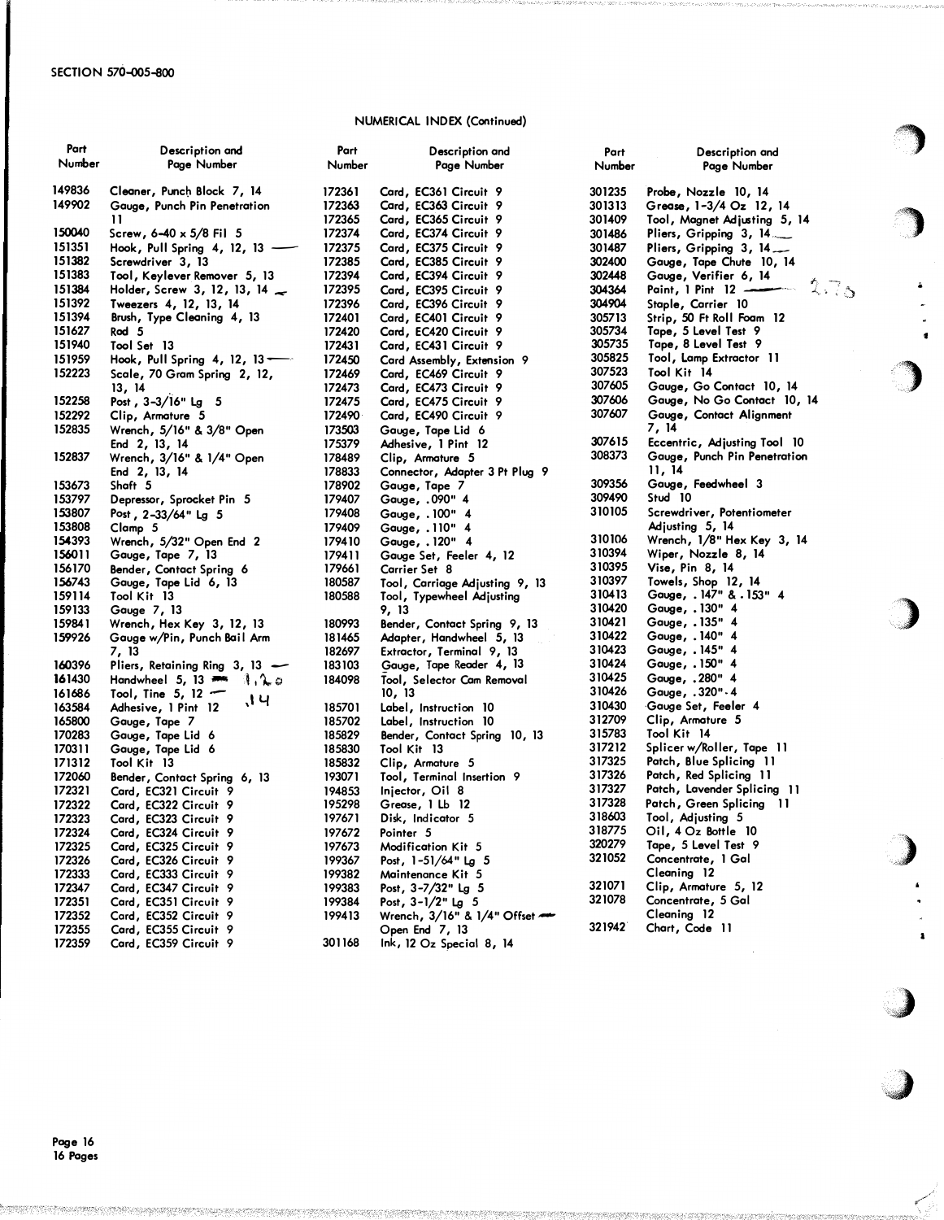SECTION 570-005-800

## NUMERICAL INDEX (Continued)

| Part Number | Description and Page Number |
|---|---|
| 149836 | Cleaner, Punch Block 7, 14 |
| 149902 | Gauge, Punch Pin Penetration 11 |
| 150040 | Screw, 6-40 x 5/8 Fil 5 |
| 151351 | Hook, Pull Spring 4, 12, 13 |
| 151382 | Screwdriver 3, 13 |
| 151383 | Tool, Keylever Remover 5, 13 |
| 151384 | Holder, Screw 3, 12, 13, 14 |
| 151392 | Tweezers 4, 12, 13, 14 |
| 151394 | Brush, Type Cleaning 4, 13 |
| 151627 | Rod 5 |
| 151940 | Tool Set 13 |
| 151959 | Hook, Pull Spring 4, 12, 13 |
| 152223 | Scale, 70 Gram Spring 2, 12, 13, 14 |
| 152258 | Post, 3-3/16" Lg 5 |
| 152292 | Clip, Armature 5 |
| 152835 | Wrench, 5/16" & 3/8" Open End 2, 13, 14 |
| 152837 | Wrench, 3/16" & 1/4" Open End 2, 13, 14 |
| 153673 | Shaft 5 |
| 153797 | Depressor, Sprocket Pin 5 |
| 153807 | Post, 2-33/64" Lg 5 |
| 153808 | Clamp 5 |
| 154393 | Wrench, 5/32" Open End 2 |
| 156011 | Gauge, Tape 7, 13 |
| 156170 | Bender, Contact Spring 6 |
| 156743 | Gauge, Tape Lid 6, 13 |
| 159114 | Tool Kit 13 |
| 159133 | Gauge 7, 13 |
| 159841 | Wrench, Hex Key 3, 12, 13 |
| 159926 | Gauge w/Pin, Punch Bail Arm 7, 13 |
| 160396 | Pliers, Retaining Ring 3, 13 |
| 161430 | Handwheel 5, 13 |
| 161686 | Tool, Tine 5, 12 |
| 163584 | Adhesive, 1 Pint 12 |
| 165800 | Gauge, Tape 7 |
| 170283 | Gauge, Tape Lid 6 |
| 170311 | Gauge, Tape Lid 6 |
| 171312 | Tool Kit 13 |
| 172060 | Bender, Contact Spring 6, 13 |
| 172321 | Card, EC321 Circuit 9 |
| 172322 | Card, EC322 Circuit 9 |
| 172323 | Card, EC323 Circuit 9 |
| 172324 | Card, EC324 Circuit 9 |
| 172325 | Card, EC325 Circuit 9 |
| 172326 | Card, EC326 Circuit 9 |
| 172333 | Card, EC333 Circuit 9 |
| 172347 | Card, EC347 Circuit 9 |
| 172351 | Card, EC351 Circuit 9 |
| 172352 | Card, EC352 Circuit 9 |
| 172355 | Card, EC355 Circuit 9 |
| 172359 | Card, EC359 Circuit 9 |
| 172361 | Card, EC361 Circuit 9 |
| 172363 | Card, EC363 Circuit 9 |
| 172365 | Card, EC365 Circuit 9 |
| 172374 | Card, EC374 Circuit 9 |
| 172375 | Card, EC375 Circuit 9 |
| 172385 | Card, EC385 Circuit 9 |
| 172394 | Card, EC394 Circuit 9 |
| 172395 | Card, EC395 Circuit 9 |
| 172396 | Card, EC396 Circuit 9 |
| 172401 | Card, EC401 Circuit 9 |
| 172420 | Card, EC420 Circuit 9 |
| 172431 | Card, EC431 Circuit 9 |
| 172450 | Card Assembly, Extension 9 |
| 172469 | Card, EC469 Circuit 9 |
| 172473 | Card, EC473 Circuit 9 |
| 172475 | Card, EC475 Circuit 9 |
| 172490 | Card, EC490 Circuit 9 |
| 173503 | Gauge, Tape Lid 6 |
| 175379 | Adhesive, 1 Pint 12 |
| 178489 | Clip, Armature 5 |
| 178833 | Connector, Adapter 3 Pt Plug 9 |
| 178902 | Gauge, Tape 7 |
| 179407 | Gauge, .090" 4 |
| 179408 | Gauge, .100" 4 |
| 179409 | Gauge, .110" 4 |
| 179410 | Gauge, .120" 4 |
| 179411 | Gauge Set, Feeler 4, 12 |
| 179661 | Carrier Set 8 |
| 180587 | Tool, Carriage Adjusting 9, 13 |
| 180588 | Tool, Typewheel Adjusting 9, 13 |
| 180993 | Bender, Contact Spring 9, 13 |
| 181465 | Adapter, Handwheel 5, 13 |
| 182697 | Extractor, Terminal 9, 13 |
| 183103 | Gauge, Tape Reader 4, 13 |
| 184098 | Tool, Selector Cam Removal 10, 13 |
| 185701 | Label, Instruction 10 |
| 185702 | Label, Instruction 10 |
| 185829 | Bender, Contact Spring 10, 13 |
| 185830 | Tool Kit 13 |
| 185832 | Clip, Armature 5 |
| 193071 | Tool, Terminal Insertion 9 |
| 194853 | Injector, Oil 8 |
| 195298 | Grease, 1 Lb 12 |
| 197671 | Disk, Indicator 5 |
| 197672 | Pointer 5 |
| 197673 | Modification Kit 5 |
| 199367 | Post, 1-51/64" Lg 5 |
| 199382 | Maintenance Kit 5 |
| 199383 | Post, 3-7/32" Lg 5 |
| 199384 | Post, 3-1/2" Lg 5 |
| 199413 | Wrench, 3/16" & 1/4" Offset Open End 7, 13 |
| 301168 | Ink, 12 Oz Special 8, 14 |
| 301235 | Probe, Nozzle 10, 14 |
| 301313 | Grease, 1-3/4 Oz 12, 14 |
| 301409 | Tool, Magnet Adjusting 5, 14 |
| 301486 | Pliers, Gripping 3, 14 |
| 301487 | Pliers, Gripping 3, 14 |
| 302400 | Gauge, Tape Chute 10, 14 |
| 302448 | Gauge, Verifier 6, 14 |
| 304364 | Paint, 1 Pint 12 |
| 304904 | Staple, Carrier 10 |
| 305713 | Strip, 50 Ft Roll Foam 12 |
| 305734 | Tape, 5 Level Test 9 |
| 305735 | Tape, 8 Level Test 9 |
| 305825 | Tool, Lamp Extractor 11 |
| 307523 | Tool Kit 14 |
| 307605 | Gauge, Go Contact 10, 14 |
| 307606 | Gauge, No Go Contact 10, 14 |
| 307607 | Gauge, Contact Alignment 7, 14 |
| 307615 | Eccentric, Adjusting Tool 10 |
| 308373 | Gauge, Punch Pin Penetration 11, 14 |
| 309356 | Gauge, Feedwheel 3 |
| 309490 | Stud 10 |
| 310105 | Screwdriver, Potentiometer Adjusting 5, 14 |
| 310106 | Wrench, 1/8" Hex Key 3, 14 |
| 310394 | Wiper, Nozzle 8, 14 |
| 310395 | Vise, Pin 8, 14 |
| 310397 | Towels, Shop 12, 14 |
| 310413 | Gauge, .147" & .153" 4 |
| 310420 | Gauge, .130" 4 |
| 310421 | Gauge, .135" 4 |
| 310422 | Gauge, .140" 4 |
| 310423 | Gauge, .145" 4 |
| 310424 | Gauge, .150" 4 |
| 310425 | Gauge, .280" 4 |
| 310426 | Gauge, .320" 4 |
| 310430 | Gauge Set, Feeler 4 |
| 312709 | Clip, Armature 5 |
| 315783 | Tool Kit 14 |
| 317212 | Splicer w/Roller, Tape 11 |
| 317325 | Patch, Blue Splicing 11 |
| 317326 | Patch, Red Splicing 11 |
| 317327 | Patch, Lavender Splicing 11 |
| 317328 | Patch, Green Splicing 11 |
| 318603 | Tool, Adjusting 5 |
| 318775 | Oil, 4 Oz Bottle 10 |
| 320279 | Tape, 5 Level Test 9 |
| 321052 | Concentrate, 1 Gal Cleaning 12 |
| 321071 | Clip, Armature 5, 12 |
| 321078 | Concentrate, 5 Gal Cleaning 12 |
| 321942 | Chart, Code 11 |